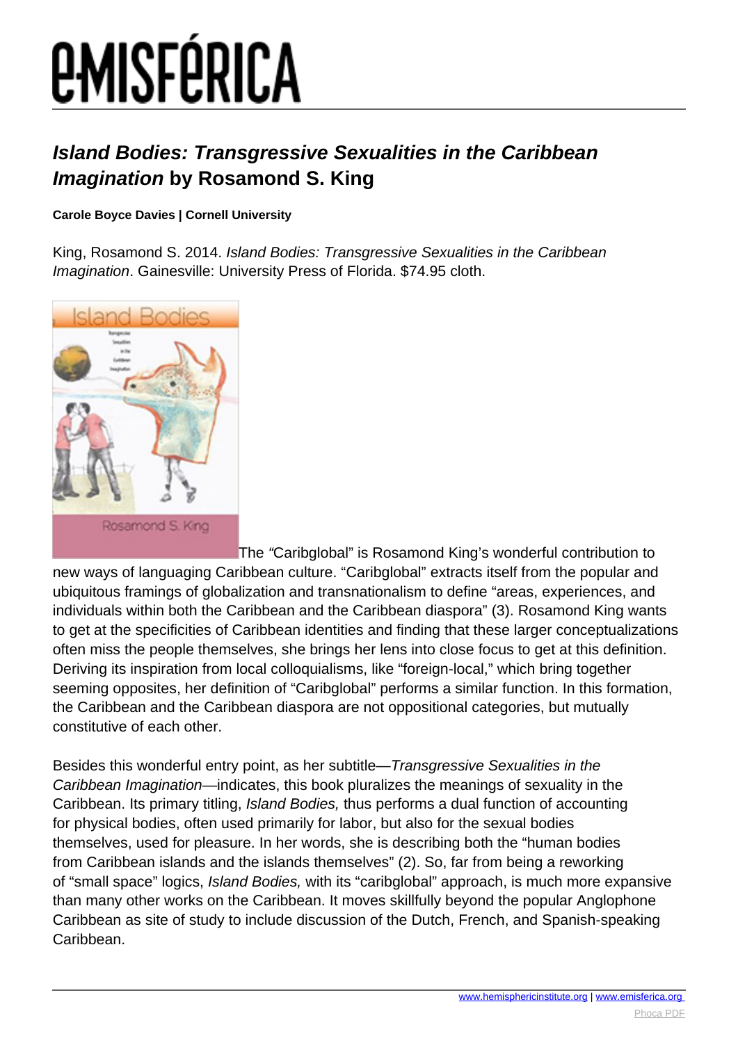# *Island Bodies: Transgressive Sexualities in the Caribbean Imagination* by Rosamond S. King

**Carole Boyce Davies | Cornell University**

King, Rosamond S. 2014. *Island Bodies: Transgressive Sexualities in the Caribbean Imagination*. Gainesville: University Press of Florida. $74.95 cloth.

The "Caribglobal" is Rosamond King's wonderful contribution to new ways of languaging Caribbean culture. "Caribglobal" extracts itself from the popular and ubiquitous framings of globalization and transnationalism to define "areas, experiences, and individuals within both the Caribbean and the Caribbean diaspora" (3). Rosamond King wants to get at the specificities of Caribbean identities and finding that these larger conceptualizations often miss the people themselves, she brings her lens into close focus to get at this definition. Deriving its inspiration from local colloquialisms, like "foreign-local," which bring together seeming opposites, her definition of "Caribglobal" performs a similar function. In this formation, the Caribbean and the Caribbean diaspora are not oppositional categories, but mutually constitutive of each other.

Besides this wonderful entry point, as her subtitle—*Transgressive Sexualities in the Caribbean Imagination*—indicates, this book pluralizes the meanings of sexuality in the Caribbean. Its primary titling, *Island Bodies,* thus performs a dual function of accounting for physical bodies, often used primarily for labor, but also for the sexual bodies themselves, used for pleasure. In her words, she is describing both the "human bodies from Caribbean islands and the islands themselves" (2). So, far from being a reworking of "small space" logics, *Island Bodies,* with its "caribglobal" approach, is much more expansive than many other works on the Caribbean. It moves skillfully beyond the popular Anglophone Caribbean as site of study to include discussion of the Dutch, French, and Spanish-speaking Caribbean.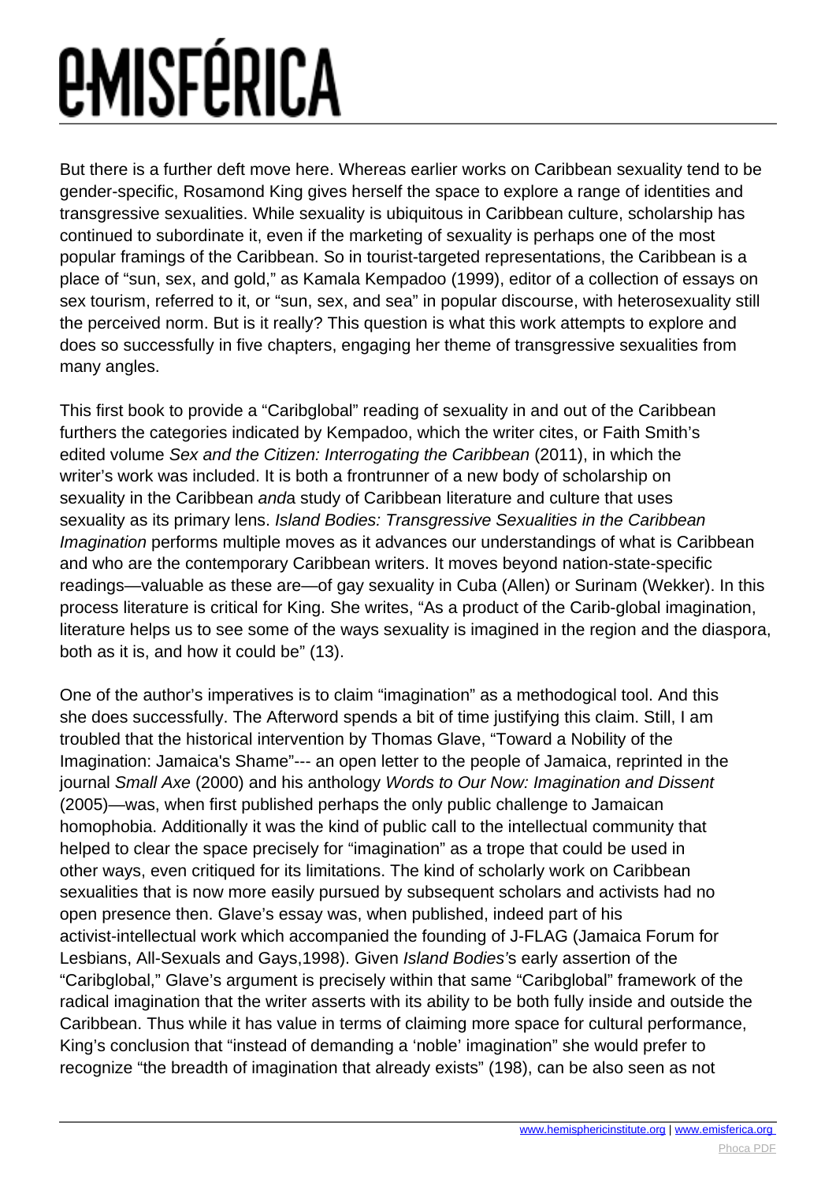But there is a further deft move here. Whereas earlier works on Caribbean sexuality tend to be gender-specific, Rosamond King gives herself the space to explore a range of identities and transgressive sexualities. While sexuality is ubiquitous in Caribbean culture, scholarship has continued to subordinate it, even if the marketing of sexuality is perhaps one of the most popular framings of the Caribbean. So in tourist-targeted representations, the Caribbean is a place of "sun, sex, and gold," as Kamala Kempadoo (1999), editor of a collection of essays on sex tourism, referred to it, or "sun, sex, and sea" in popular discourse, with heterosexuality still the perceived norm. But is it really? This question is what this work attempts to explore and does so successfully in five chapters, engaging her theme of transgressive sexualities from many angles.

This first book to provide a "Caribglobal" reading of sexuality in and out of the Caribbean furthers the categories indicated by Kempadoo, which the writer cites, or Faith Smith's edited volume *Sex and the Citizen: Interrogating the Caribbean* (2011), in which the writer's work was included. It is both a frontrunner of a new body of scholarship on sexuality in the Caribbean *and*a study of Caribbean literature and culture that uses sexuality as its primary lens. *Island Bodies: Transgressive Sexualities in the Caribbean Imagination* performs multiple moves as it advances our understandings of what is Caribbean and who are the contemporary Caribbean writers. It moves beyond nation-state-specific readings—valuable as these are—of gay sexuality in Cuba (Allen) or Surinam (Wekker). In this process literature is critical for King. She writes, "As a product of the Carib-global imagination, literature helps us to see some of the ways sexuality is imagined in the region and the diaspora, both as it is, and how it could be" (13).

One of the author's imperatives is to claim "imagination" as a methodogical tool. And this she does successfully. The Afterword spends a bit of time justifying this claim. Still, I am troubled that the historical intervention by Thomas Glave, "Toward a Nobility of the Imagination: Jamaica's Shame"--- an open letter to the people of Jamaica, reprinted in the journal *Small Axe* (2000) and his anthology *Words to Our Now: Imagination and Dissent* (2005)—was, when first published perhaps the only public challenge to Jamaican homophobia. Additionally it was the kind of public call to the intellectual community that helped to clear the space precisely for "imagination" as a trope that could be used in other ways, even critiqued for its limitations. The kind of scholarly work on Caribbean sexualities that is now more easily pursued by subsequent scholars and activists had no open presence then. Glave's essay was, when published, indeed part of his activist-intellectual work which accompanied the founding of J-FLAG (Jamaica Forum for Lesbians, All-Sexuals and Gays,1998). Given *Island Bodies'*s early assertion of the "Caribglobal," Glave's argument is precisely within that same "Caribglobal" framework of the radical imagination that the writer asserts with its ability to be both fully inside and outside the Caribbean. Thus while it has value in terms of claiming more space for cultural performance, King's conclusion that "instead of demanding a 'noble' imagination" she would prefer to recognize "the breadth of imagination that already exists" (198), can be also seen as not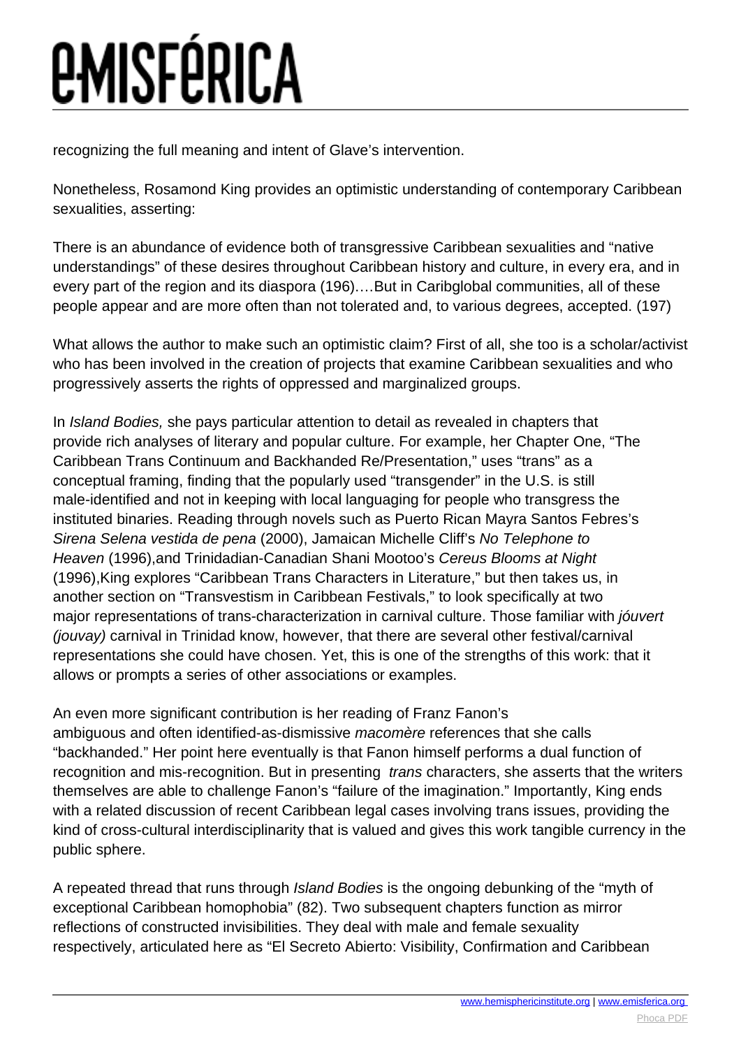recognizing the full meaning and intent of Glave's intervention.

Nonetheless, Rosamond King provides an optimistic understanding of contemporary Caribbean sexualities, asserting:

There is an abundance of evidence both of transgressive Caribbean sexualities and "native understandings" of these desires throughout Caribbean history and culture, in every era, and in every part of the region and its diaspora (196)….But in Caribglobal communities, all of these people appear and are more often than not tolerated and, to various degrees, accepted. (197)

What allows the author to make such an optimistic claim? First of all, she too is a scholar/activist who has been involved in the creation of projects that examine Caribbean sexualities and who progressively asserts the rights of oppressed and marginalized groups.

In *Island Bodies,* she pays particular attention to detail as revealed in chapters that provide rich analyses of literary and popular culture. For example, her Chapter One, "The Caribbean Trans Continuum and Backhanded Re/Presentation," uses "trans" as a conceptual framing, finding that the popularly used "transgender" in the U.S. is still male-identified and not in keeping with local languaging for people who transgress the instituted binaries. Reading through novels such as Puerto Rican Mayra Santos Febres's *Sirena Selena vestida de pena* (2000), Jamaican Michelle Cliff's *No Telephone to Heaven* (1996),and Trinidadian-Canadian Shani Mootoo's *Cereus Blooms at Night* (1996),King explores "Caribbean Trans Characters in Literature," but then takes us, in another section on "Transvestism in Caribbean Festivals," to look specifically at two major representations of trans-characterization in carnival culture. Those familiar with *jóuvert (jouvay)* carnival in Trinidad know, however, that there are several other festival/carnival representations she could have chosen. Yet, this is one of the strengths of this work: that it allows or prompts a series of other associations or examples.

An even more significant contribution is her reading of Franz Fanon's ambiguous and often identified-as-dismissive *macomère* references that she calls "backhanded." Her point here eventually is that Fanon himself performs a dual function of recognition and mis-recognition. But in presenting *trans* characters, she asserts that the writers themselves are able to challenge Fanon's "failure of the imagination." Importantly, King ends with a related discussion of recent Caribbean legal cases involving trans issues, providing the kind of cross-cultural interdisciplinarity that is valued and gives this work tangible currency in the public sphere.

A repeated thread that runs through *Island Bodies* is the ongoing debunking of the "myth of exceptional Caribbean homophobia" (82). Two subsequent chapters function as mirror reflections of constructed invisibilities. They deal with male and female sexuality respectively, articulated here as "El Secreto Abierto: Visibility, Confirmation and Caribbean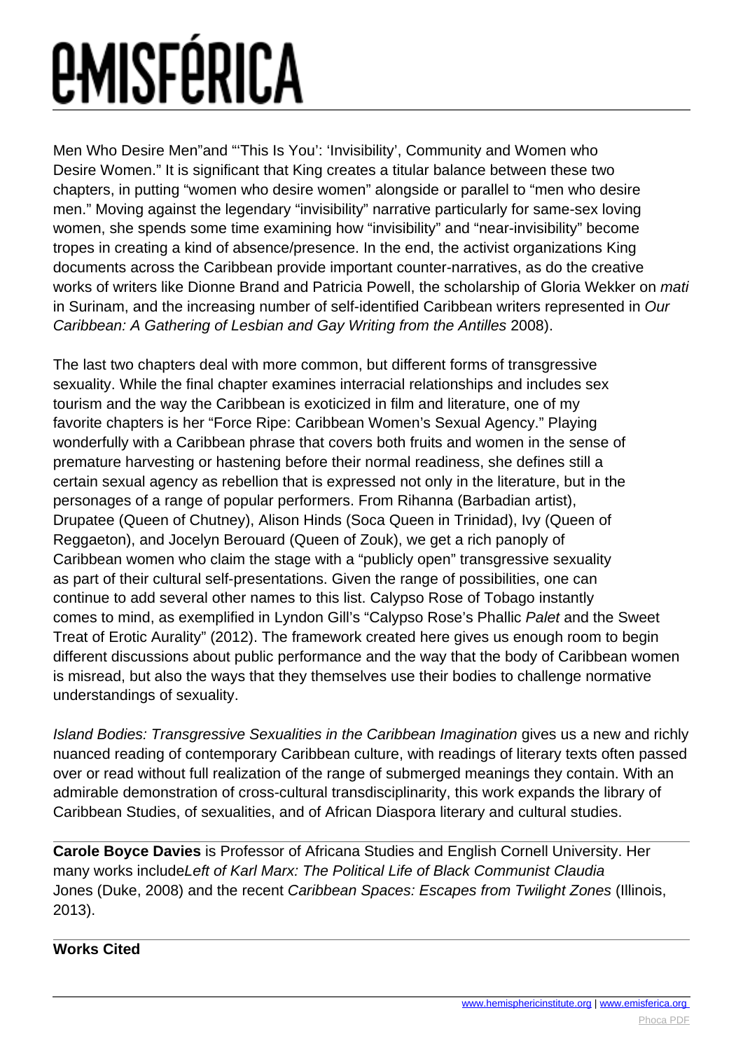Men Who Desire Men"and "'This Is You': 'Invisibility', Community and Women who Desire Women." It is significant that King creates a titular balance between these two chapters, in putting "women who desire women" alongside or parallel to "men who desire men." Moving against the legendary "invisibility" narrative particularly for same-sex loving women, she spends some time examining how "invisibility" and "near-invisibility" become tropes in creating a kind of absence/presence. In the end, the activist organizations King documents across the Caribbean provide important counter-narratives, as do the creative works of writers like Dionne Brand and Patricia Powell, the scholarship of Gloria Wekker on *mati* in Surinam, and the increasing number of self-identified Caribbean writers represented in *Our Caribbean: A Gathering of Lesbian and Gay Writing from the Antilles* 2008).

The last two chapters deal with more common, but different forms of transgressive sexuality. While the final chapter examines interracial relationships and includes sex tourism and the way the Caribbean is exoticized in film and literature, one of my favorite chapters is her "Force Ripe: Caribbean Women's Sexual Agency." Playing wonderfully with a Caribbean phrase that covers both fruits and women in the sense of premature harvesting or hastening before their normal readiness, she defines still a certain sexual agency as rebellion that is expressed not only in the literature, but in the personages of a range of popular performers. From Rihanna (Barbadian artist), Drupatee (Queen of Chutney), Alison Hinds (Soca Queen in Trinidad), Ivy (Queen of Reggaeton), and Jocelyn Berouard (Queen of Zouk), we get a rich panoply of Caribbean women who claim the stage with a "publicly open" transgressive sexuality as part of their cultural self-presentations. Given the range of possibilities, one can continue to add several other names to this list. Calypso Rose of Tobago instantly comes to mind, as exemplified in Lyndon Gill's "Calypso Rose's Phallic *Palet* and the Sweet Treat of Erotic Aurality" (2012). The framework created here gives us enough room to begin different discussions about public performance and the way that the body of Caribbean women is misread, but also the ways that they themselves use their bodies to challenge normative understandings of sexuality.

*Island Bodies: Transgressive Sexualities in the Caribbean Imagination* gives us a new and richly nuanced reading of contemporary Caribbean culture, with readings of literary texts often passed over or read without full realization of the range of submerged meanings they contain. With an admirable demonstration of cross-cultural transdisciplinarity, this work expands the library of Caribbean Studies, of sexualities, and of African Diaspora literary and cultural studies.

---

**Carole Boyce Davies** is Professor of Africana Studies and English Cornell University. Her many works include*Left of Karl Marx: The Political Life of Black Communist Claudia Jones* (Duke, 2008) and the recent *Caribbean Spaces: Escapes from Twilight Zones* (Illinois, 2013).

---

**Works Cited**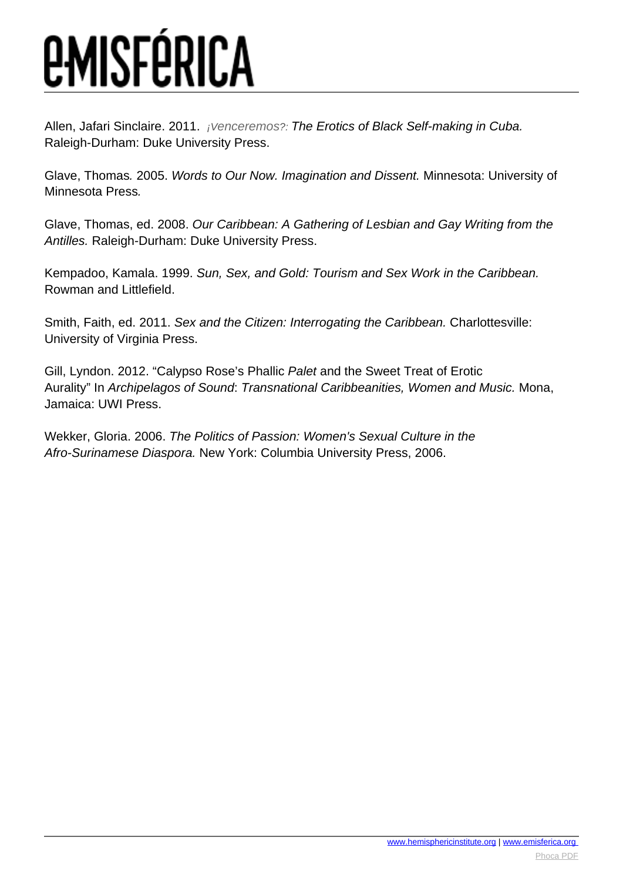Allen, Jafari Sinclaire. 2011. *¡Venceremos?: The Erotics of Black Self-making in Cuba.* Raleigh-Durham: Duke University Press.

Glave, Thomas. 2005. *Words to Our Now. Imagination and Dissent.* Minnesota: University of Minnesota Press.

Glave, Thomas, ed. 2008. *Our Caribbean: A Gathering of Lesbian and Gay Writing from the Antilles.* Raleigh-Durham: Duke University Press.

Kempadoo, Kamala. 1999. *Sun, Sex, and Gold: Tourism and Sex Work in the Caribbean.* Rowman and Littlefield.

Smith, Faith, ed. 2011. *Sex and the Citizen: Interrogating the Caribbean.* Charlottesville: University of Virginia Press.

Gill, Lyndon. 2012. "Calypso Rose's Phallic *Palet* and the Sweet Treat of Erotic Aurality" In *Archipelagos of Sound*: *Transnational Caribbeanities, Women and Music.* Mona, Jamaica: UWI Press.

Wekker, Gloria. 2006. *The Politics of Passion: Women's Sexual Culture in the Afro-Surinamese Diaspora.* New York: Columbia University Press, 2006.